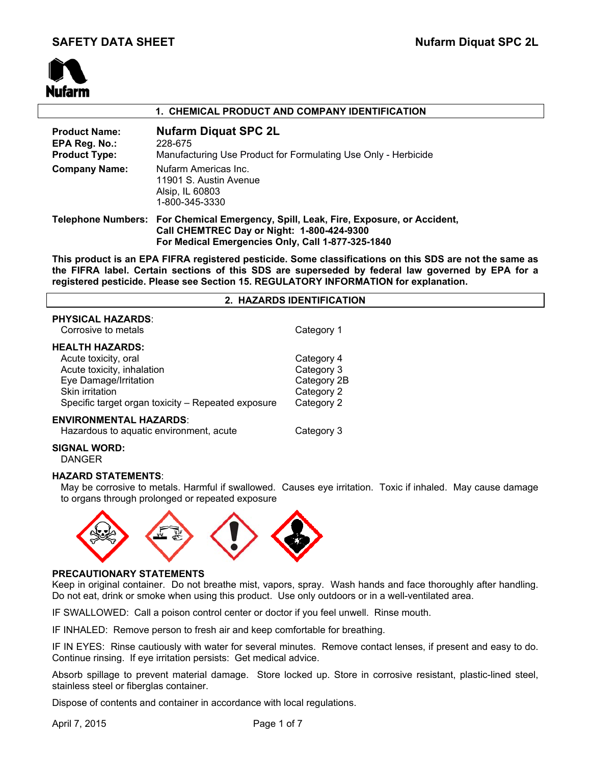# SAFETY DATA SHEET

**Nufarm Diquat SPC 2L**

Nufarm

## 1. CHEMICAL PRODUCT AND COMPANY IDENTIFICATION

| | |
|---|---|
| **Product Name:** | **Nufarm Diquat SPC 2L** |
| **EPA Reg. No.:** | 228-675 |
| **Product Type:** | Manufacturing Use Product for Formulating Use Only - Herbicide |
| **Company Name:** | Nufarm Americas Inc.<br>11901 S. Austin Avenue<br>Alsip, IL 60803<br>1-800-345-3330 |
| **Telephone Numbers:** | **For Chemical Emergency, Spill, Leak, Fire, Exposure, or Accident, Call CHEMTREC Day or Night: 1-800-424-9300**<br>**For Medical Emergencies Only, Call 1-877-325-1840** |

**This product is an EPA FIFRA registered pesticide. Some classifications on this SDS are not the same as the FIFRA label. Certain sections of this SDS are superseded by federal law governed by EPA for a registered pesticide. Please see Section 15. REGULATORY INFORMATION for explanation.**

## 2. HAZARDS IDENTIFICATION

**PHYSICAL HAZARDS**:

| | |
|---|---|
| Corrosive to metals | Category 1 |

**HEALTH HAZARDS:**

| | |
|---|---|
| Acute toxicity, oral | Category 4 |
| Acute toxicity, inhalation | Category 3 |
| Eye Damage/Irritation | Category 2B |
| Skin irritation | Category 2 |
| Specific target organ toxicity – Repeated exposure | Category 2 |

**ENVIRONMENTAL HAZARDS**:

| | |
|---|---|
| Hazardous to aquatic environment, acute | Category 3 |

**SIGNAL WORD:**

DANGER

**HAZARD STATEMENTS**:

May be corrosive to metals. Harmful if swallowed. Causes eye irritation. Toxic if inhaled. May cause damage to organs through prolonged or repeated exposure

**PRECAUTIONARY STATEMENTS**

Keep in original container. Do not breathe mist, vapors, spray. Wash hands and face thoroughly after handling. Do not eat, drink or smoke when using this product. Use only outdoors or in a well-ventilated area.

IF SWALLOWED: Call a poison control center or doctor if you feel unwell. Rinse mouth.

IF INHALED: Remove person to fresh air and keep comfortable for breathing.

IF IN EYES: Rinse cautiously with water for several minutes. Remove contact lenses, if present and easy to do. Continue rinsing. If eye irritation persists: Get medical advice.

Absorb spillage to prevent material damage. Store locked up. Store in corrosive resistant, plastic-lined steel, stainless steel or fiberglas container.

Dispose of contents and container in accordance with local regulations.

April 7, 2015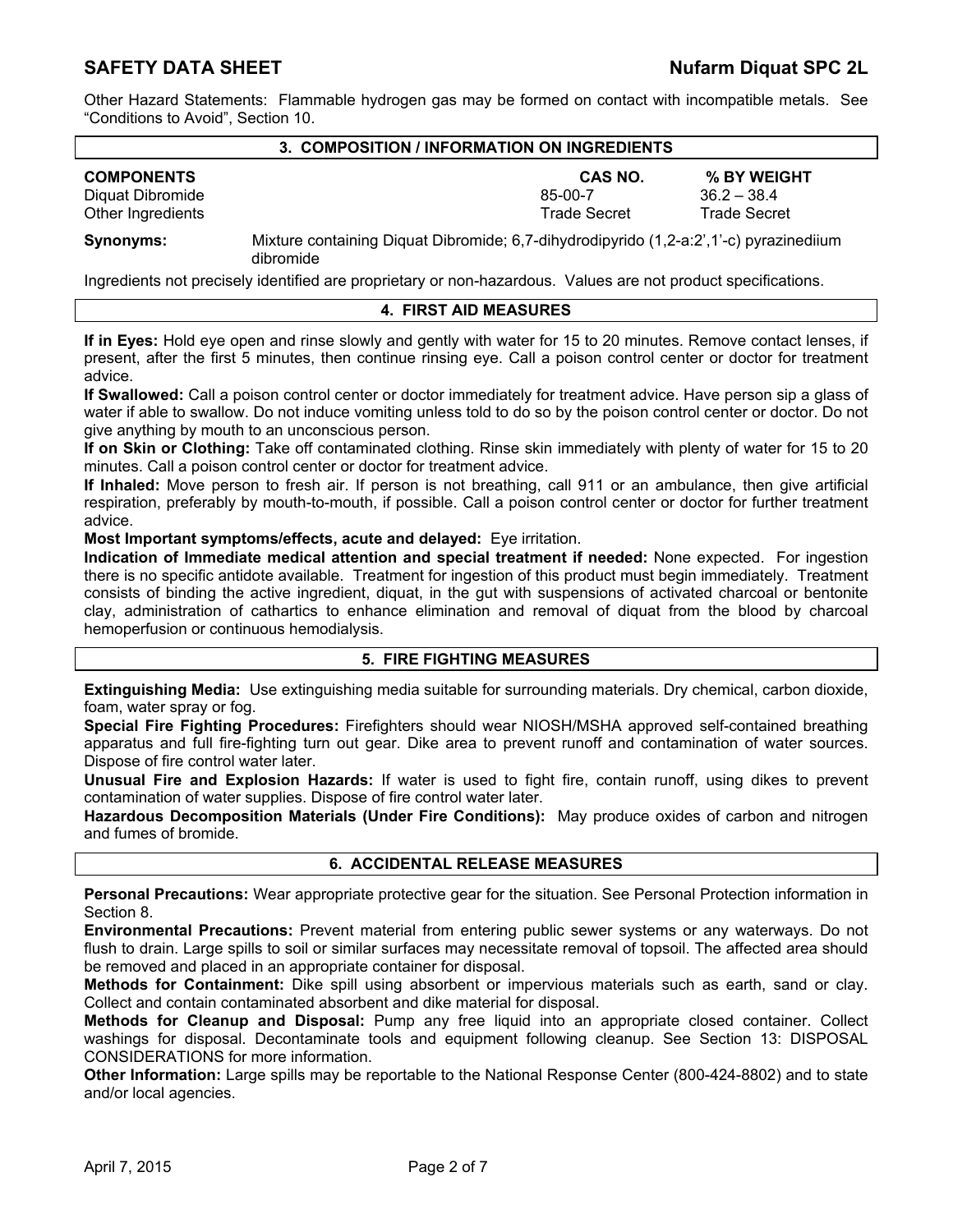Other Hazard Statements: Flammable hydrogen gas may be formed on contact with incompatible metals. See "Conditions to Avoid", Section 10.

## 3. COMPOSITION / INFORMATION ON INGREDIENTS

| COMPONENTS | CAS NO. | % BY WEIGHT |
|---|---|---|
| Diquat Dibromide | 85-00-7 | 36.2 – 38.4 |
| Other Ingredients | Trade Secret | Trade Secret |

**Synonyms:** Mixture containing Diquat Dibromide; 6,7-dihydrodipyrido (1,2-a:2',1'-c) pyrazinediium dibromide

Ingredients not precisely identified are proprietary or non-hazardous. Values are not product specifications.

## 4. FIRST AID MEASURES

**If in Eyes:** Hold eye open and rinse slowly and gently with water for 15 to 20 minutes. Remove contact lenses, if present, after the first 5 minutes, then continue rinsing eye. Call a poison control center or doctor for treatment advice.

**If Swallowed:** Call a poison control center or doctor immediately for treatment advice. Have person sip a glass of water if able to swallow. Do not induce vomiting unless told to do so by the poison control center or doctor. Do not give anything by mouth to an unconscious person.

**If on Skin or Clothing:** Take off contaminated clothing. Rinse skin immediately with plenty of water for 15 to 20 minutes. Call a poison control center or doctor for treatment advice.

**If Inhaled:** Move person to fresh air. If person is not breathing, call 911 or an ambulance, then give artificial respiration, preferably by mouth-to-mouth, if possible. Call a poison control center or doctor for further treatment advice.

**Most Important symptoms/effects, acute and delayed:** Eye irritation.

**Indication of Immediate medical attention and special treatment if needed:** None expected. For ingestion there is no specific antidote available. Treatment for ingestion of this product must begin immediately. Treatment consists of binding the active ingredient, diquat, in the gut with suspensions of activated charcoal or bentonite clay, administration of cathartics to enhance elimination and removal of diquat from the blood by charcoal hemoperfusion or continuous hemodialysis.

## 5. FIRE FIGHTING MEASURES

**Extinguishing Media:** Use extinguishing media suitable for surrounding materials. Dry chemical, carbon dioxide, foam, water spray or fog.

**Special Fire Fighting Procedures:** Firefighters should wear NIOSH/MSHA approved self-contained breathing apparatus and full fire-fighting turn out gear. Dike area to prevent runoff and contamination of water sources. Dispose of fire control water later.

**Unusual Fire and Explosion Hazards:** If water is used to fight fire, contain runoff, using dikes to prevent contamination of water supplies. Dispose of fire control water later.

**Hazardous Decomposition Materials (Under Fire Conditions):** May produce oxides of carbon and nitrogen and fumes of bromide.

## 6. ACCIDENTAL RELEASE MEASURES

**Personal Precautions:** Wear appropriate protective gear for the situation. See Personal Protection information in Section 8.

**Environmental Precautions:** Prevent material from entering public sewer systems or any waterways. Do not flush to drain. Large spills to soil or similar surfaces may necessitate removal of topsoil. The affected area should be removed and placed in an appropriate container for disposal.

**Methods for Containment:** Dike spill using absorbent or impervious materials such as earth, sand or clay. Collect and contain contaminated absorbent and dike material for disposal.

**Methods for Cleanup and Disposal:** Pump any free liquid into an appropriate closed container. Collect washings for disposal. Decontaminate tools and equipment following cleanup. See Section 13: DISPOSAL CONSIDERATIONS for more information.

**Other Information:** Large spills may be reportable to the National Response Center (800-424-8802) and to state and/or local agencies.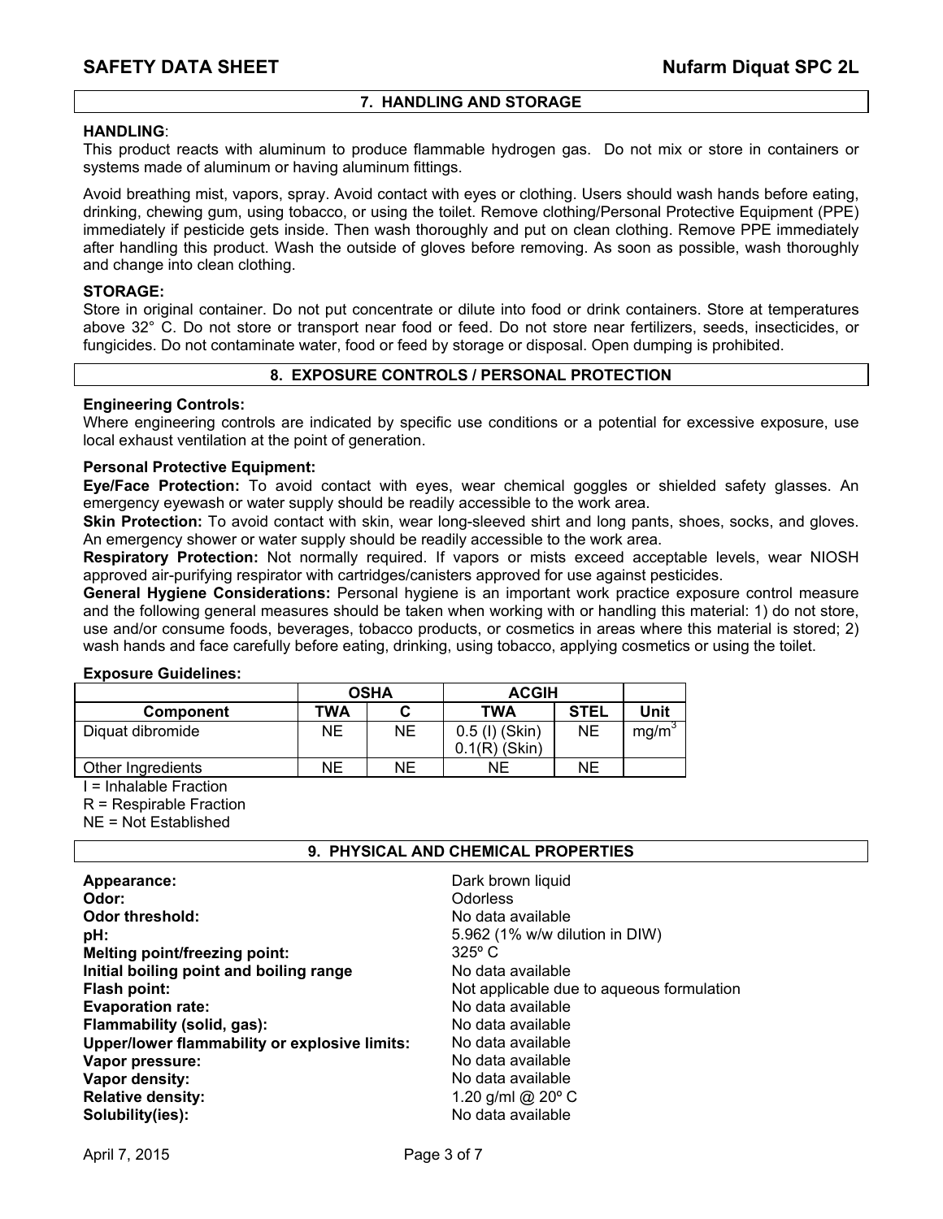## 7. HANDLING AND STORAGE

**HANDLING**:
This product reacts with aluminum to produce flammable hydrogen gas. Do not mix or store in containers or systems made of aluminum or having aluminum fittings.

Avoid breathing mist, vapors, spray. Avoid contact with eyes or clothing. Users should wash hands before eating, drinking, chewing gum, using tobacco, or using the toilet. Remove clothing/Personal Protective Equipment (PPE) immediately if pesticide gets inside. Then wash thoroughly and put on clean clothing. Remove PPE immediately after handling this product. Wash the outside of gloves before removing. As soon as possible, wash thoroughly and change into clean clothing.

**STORAGE:**
Store in original container. Do not put concentrate or dilute into food or drink containers. Store at temperatures above 32° C. Do not store or transport near food or feed. Do not store near fertilizers, seeds, insecticides, or fungicides. Do not contaminate water, food or feed by storage or disposal. Open dumping is prohibited.

## 8. EXPOSURE CONTROLS / PERSONAL PROTECTION

**Engineering Controls:**
Where engineering controls are indicated by specific use conditions or a potential for excessive exposure, use local exhaust ventilation at the point of generation.

**Personal Protective Equipment:**
**Eye/Face Protection:** To avoid contact with eyes, wear chemical goggles or shielded safety glasses. An emergency eyewash or water supply should be readily accessible to the work area.
**Skin Protection:** To avoid contact with skin, wear long-sleeved shirt and long pants, shoes, socks, and gloves. An emergency shower or water supply should be readily accessible to the work area.
**Respiratory Protection:** Not normally required. If vapors or mists exceed acceptable levels, wear NIOSH approved air-purifying respirator with cartridges/canisters approved for use against pesticides.
**General Hygiene Considerations:** Personal hygiene is an important work practice exposure control measure and the following general measures should be taken when working with or handling this material: 1) do not store, use and/or consume foods, beverages, tobacco products, or cosmetics in areas where this material is stored; 2) wash hands and face carefully before eating, drinking, using tobacco, applying cosmetics or using the toilet.

**Exposure Guidelines:**

| | OSHA | | ACGIH | | |
|---|---|---|---|---|---|
| **Component** | **TWA** | **C** | **TWA** | **STEL** | **Unit** |
| Diquat dibromide | NE | NE | 0.5 (I) (Skin) 0.1(R) (Skin) | NE | $mg/m^3$ |
| Other Ingredients | NE | NE | NE | NE | |

I = Inhalable Fraction
R = Respirable Fraction
NE = Not Established

## 9. PHYSICAL AND CHEMICAL PROPERTIES

| | |
|---|---|
| **Appearance:** | Dark brown liquid |
| **Odor:** | Odorless |
| **Odor threshold:** | No data available |
| **pH:** | 5.962 (1% w/w dilution in DIW) |
| **Melting point/freezing point:** | 325º C |
| **Initial boiling point and boiling range** | No data available |
| **Flash point:** | Not applicable due to aqueous formulation |
| **Evaporation rate:** | No data available |
| **Flammability (solid, gas):** | No data available |
| **Upper/lower flammability or explosive limits:** | No data available |
| **Vapor pressure:** | No data available |
| **Vapor density:** | No data available |
| **Relative density:** | 1.20 g/ml @ 20º C |
| **Solubility(ies):** | No data available |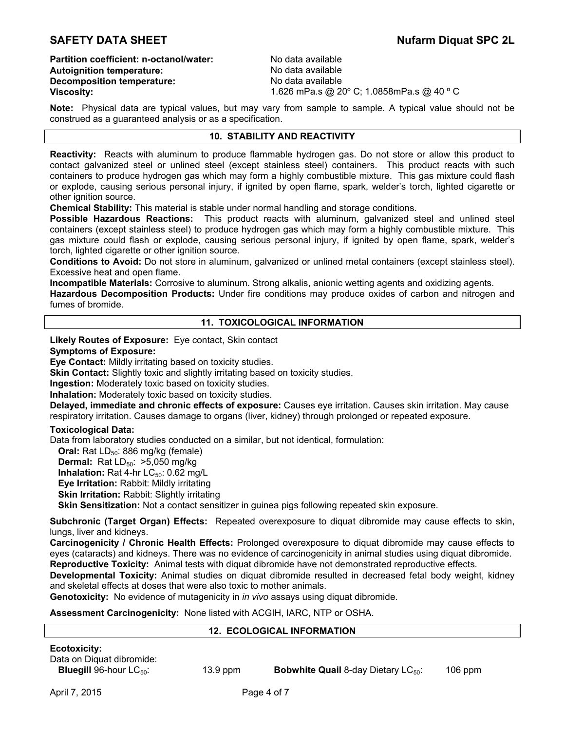**Partition coefficient: n-octanol/water:** No data available
**Autoignition temperature:** No data available
**Decomposition temperature:** No data available
**Viscosity:** 1.626 mPa.s @ 20º C; 1.0858mPa.s @ 40 º C

**Note:** Physical data are typical values, but may vary from sample to sample. A typical value should not be construed as a guaranteed analysis or as a specification.

## 10. STABILITY AND REACTIVITY

**Reactivity:** Reacts with aluminum to produce flammable hydrogen gas. Do not store or allow this product to contact galvanized steel or unlined steel (except stainless steel) containers. This product reacts with such containers to produce hydrogen gas which may form a highly combustible mixture. This gas mixture could flash or explode, causing serious personal injury, if ignited by open flame, spark, welder's torch, lighted cigarette or other ignition source.

**Chemical Stability:** This material is stable under normal handling and storage conditions.

**Possible Hazardous Reactions:** This product reacts with aluminum, galvanized steel and unlined steel containers (except stainless steel) to produce hydrogen gas which may form a highly combustible mixture. This gas mixture could flash or explode, causing serious personal injury, if ignited by open flame, spark, welder's torch, lighted cigarette or other ignition source.

**Conditions to Avoid:** Do not store in aluminum, galvanized or unlined metal containers (except stainless steel). Excessive heat and open flame.

**Incompatible Materials:** Corrosive to aluminum. Strong alkalis, anionic wetting agents and oxidizing agents.

**Hazardous Decomposition Products:** Under fire conditions may produce oxides of carbon and nitrogen and fumes of bromide.

## 11. TOXICOLOGICAL INFORMATION

**Likely Routes of Exposure:** Eye contact, Skin contact

**Symptoms of Exposure:**

**Eye Contact:** Mildly irritating based on toxicity studies.

**Skin Contact:** Slightly toxic and slightly irritating based on toxicity studies.

**Ingestion:** Moderately toxic based on toxicity studies.

**Inhalation:** Moderately toxic based on toxicity studies.

**Delayed, immediate and chronic effects of exposure:** Causes eye irritation. Causes skin irritation. May cause respiratory irritation. Causes damage to organs (liver, kidney) through prolonged or repeated exposure.

**Toxicological Data:**

Data from laboratory studies conducted on a similar, but not identical, formulation:

- **Oral:** Rat $LD_{50}$: 886 mg/kg (female)
- **Dermal:** Rat $LD_{50}$: >5,050 mg/kg
- **Inhalation:** Rat 4-hr $LC_{50}$: 0.62 mg/L
- **Eye Irritation:** Rabbit: Mildly irritating
- **Skin Irritation:** Rabbit: Slightly irritating
- **Skin Sensitization:** Not a contact sensitizer in guinea pigs following repeated skin exposure.

**Subchronic (Target Organ) Effects:** Repeated overexposure to diquat dibromide may cause effects to skin, lungs, liver and kidneys.

**Carcinogenicity / Chronic Health Effects:** Prolonged overexposure to diquat dibromide may cause effects to eyes (cataracts) and kidneys. There was no evidence of carcinogenicity in animal studies using diquat dibromide.

**Reproductive Toxicity:** Animal tests with diquat dibromide have not demonstrated reproductive effects.

**Developmental Toxicity:** Animal studies on diquat dibromide resulted in decreased fetal body weight, kidney and skeletal effects at doses that were also toxic to mother animals.

**Genotoxicity:** No evidence of mutagenicity in *in vivo* assays using diquat dibromide.

**Assessment Carcinogenicity:** None listed with ACGIH, IARC, NTP or OSHA.

## 12. ECOLOGICAL INFORMATION

**Ecotoxicity:**

Data on Diquat dibromide:

| | | | |
|---|---|---|---|
| **Bluegill** 96-hour $LC_{50}$: | 13.9 ppm | **Bobwhite Quail** 8-day Dietary $LC_{50}$: | 106 ppm |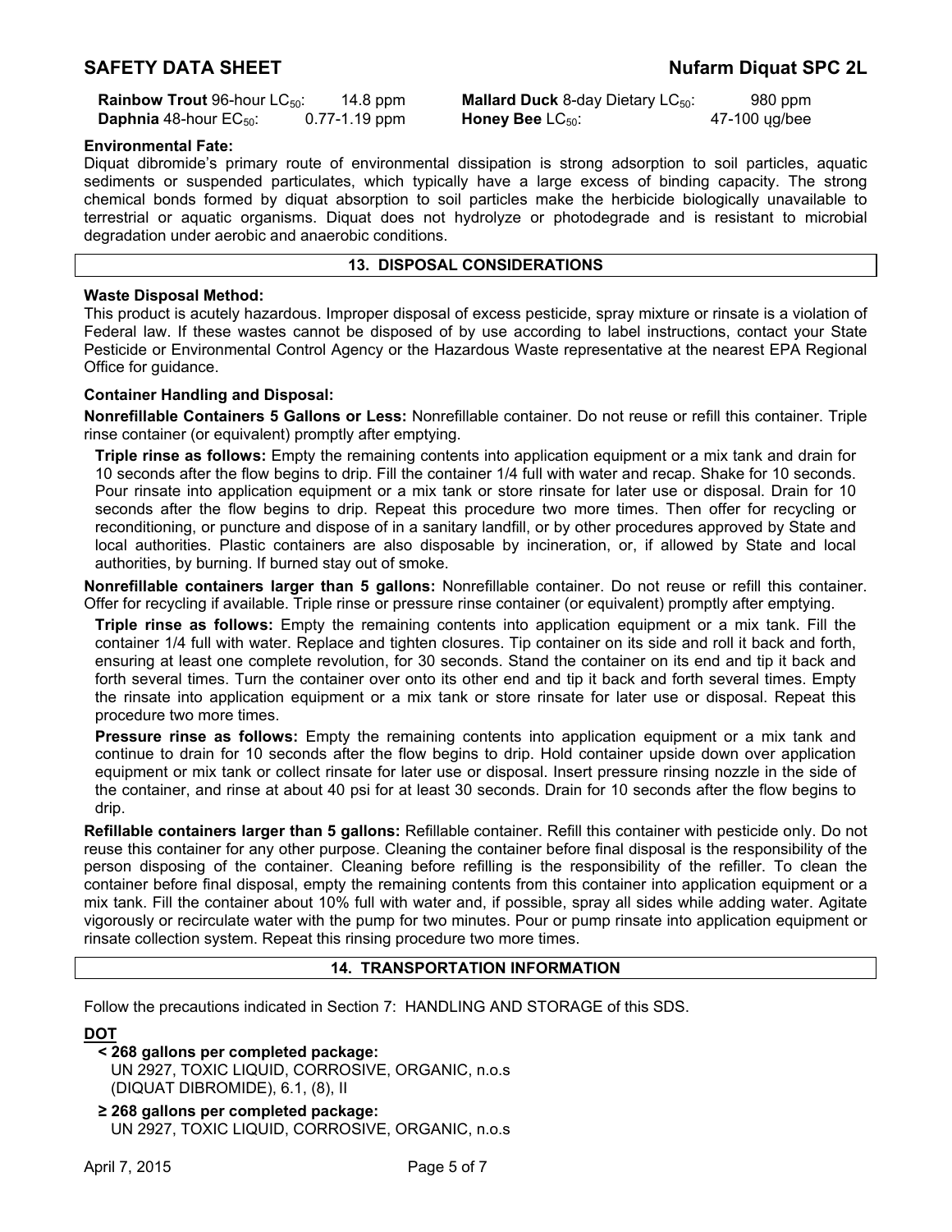| | | | |
|---|---|---|---|
| **Rainbow Trout** 96-hour $LC_{50}$: | 14.8 ppm | **Mallard Duck** 8-day Dietary $LC_{50}$: | 980 ppm |
| **Daphnia** 48-hour $EC_{50}$: | 0.77-1.19 ppm | **Honey Bee** $LC_{50}$: | 47-100 ųg/bee |

**Environmental Fate:**

Diquat dibromide's primary route of environmental dissipation is strong adsorption to soil particles, aquatic sediments or suspended particulates, which typically have a large excess of binding capacity. The strong chemical bonds formed by diquat absorption to soil particles make the herbicide biologically unavailable to terrestrial or aquatic organisms. Diquat does not hydrolyze or photodegrade and is resistant to microbial degradation under aerobic and anaerobic conditions.

## 13. DISPOSAL CONSIDERATIONS

**Waste Disposal Method:**

This product is acutely hazardous. Improper disposal of excess pesticide, spray mixture or rinsate is a violation of Federal law. If these wastes cannot be disposed of by use according to label instructions, contact your State Pesticide or Environmental Control Agency or the Hazardous Waste representative at the nearest EPA Regional Office for guidance.

**Container Handling and Disposal:**

**Nonrefillable Containers 5 Gallons or Less:** Nonrefillable container. Do not reuse or refill this container. Triple rinse container (or equivalent) promptly after emptying.

**Triple rinse as follows:** Empty the remaining contents into application equipment or a mix tank and drain for 10 seconds after the flow begins to drip. Fill the container 1/4 full with water and recap. Shake for 10 seconds. Pour rinsate into application equipment or a mix tank or store rinsate for later use or disposal. Drain for 10 seconds after the flow begins to drip. Repeat this procedure two more times. Then offer for recycling or reconditioning, or puncture and dispose of in a sanitary landfill, or by other procedures approved by State and local authorities. Plastic containers are also disposable by incineration, or, if allowed by State and local authorities, by burning. If burned stay out of smoke.

**Nonrefillable containers larger than 5 gallons:** Nonrefillable container. Do not reuse or refill this container. Offer for recycling if available. Triple rinse or pressure rinse container (or equivalent) promptly after emptying.

**Triple rinse as follows:** Empty the remaining contents into application equipment or a mix tank. Fill the container 1/4 full with water. Replace and tighten closures. Tip container on its side and roll it back and forth, ensuring at least one complete revolution, for 30 seconds. Stand the container on its end and tip it back and forth several times. Turn the container over onto its other end and tip it back and forth several times. Empty the rinsate into application equipment or a mix tank or store rinsate for later use or disposal. Repeat this procedure two more times.

**Pressure rinse as follows:** Empty the remaining contents into application equipment or a mix tank and continue to drain for 10 seconds after the flow begins to drip. Hold container upside down over application equipment or mix tank or collect rinsate for later use or disposal. Insert pressure rinsing nozzle in the side of the container, and rinse at about 40 psi for at least 30 seconds. Drain for 10 seconds after the flow begins to drip.

**Refillable containers larger than 5 gallons:** Refillable container. Refill this container with pesticide only. Do not reuse this container for any other purpose. Cleaning the container before final disposal is the responsibility of the person disposing of the container. Cleaning before refilling is the responsibility of the refiller. To clean the container before final disposal, empty the remaining contents from this container into application equipment or a mix tank. Fill the container about 10% full with water and, if possible, spray all sides while adding water. Agitate vigorously or recirculate water with the pump for two minutes. Pour or pump rinsate into application equipment or rinsate collection system. Repeat this rinsing procedure two more times.

## 14. TRANSPORTATION INFORMATION

Follow the precautions indicated in Section 7: HANDLING AND STORAGE of this SDS.

**DOT**

**< 268 gallons per completed package:**
UN 2927, TOXIC LIQUID, CORROSIVE, ORGANIC, n.o.s
(DIQUAT DIBROMIDE), 6.1, (8), II

**≥ 268 gallons per completed package:**
UN 2927, TOXIC LIQUID, CORROSIVE, ORGANIC, n.o.s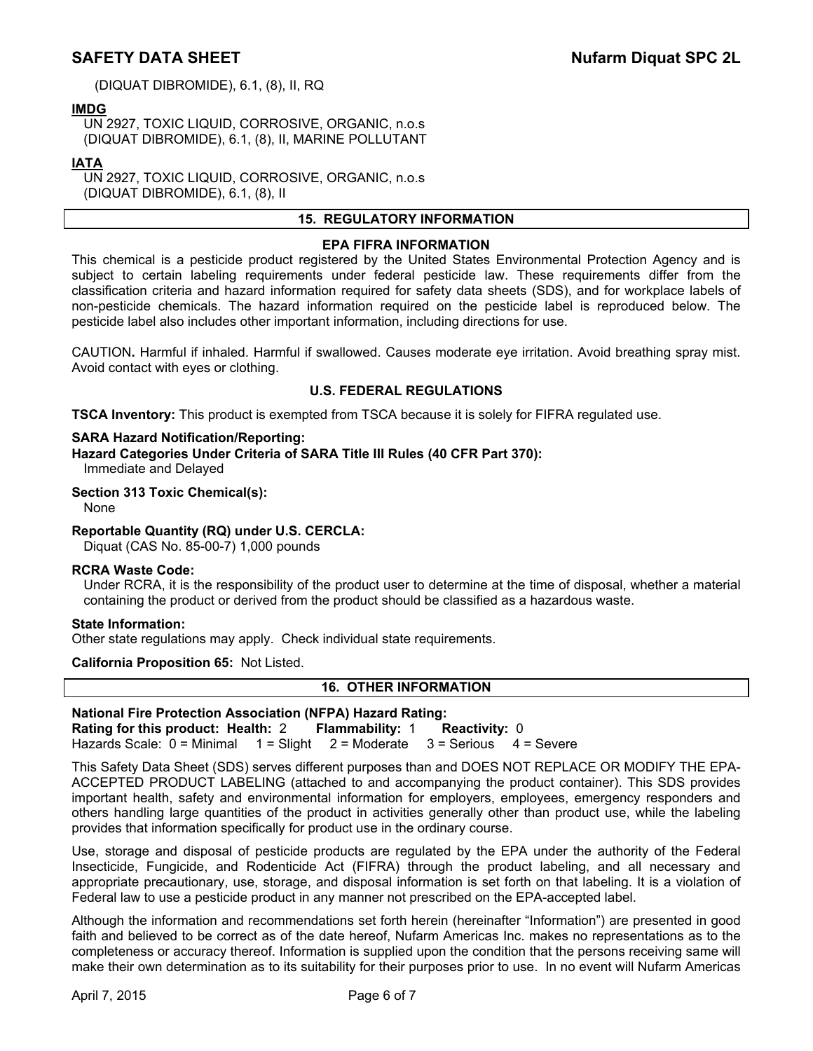(DIQUAT DIBROMIDE), 6.1, (8), II, RQ

**IMDG**

UN 2927, TOXIC LIQUID, CORROSIVE, ORGANIC, n.o.s
(DIQUAT DIBROMIDE), 6.1, (8), II, MARINE POLLUTANT

**IATA**

UN 2927, TOXIC LIQUID, CORROSIVE, ORGANIC, n.o.s
(DIQUAT DIBROMIDE), 6.1, (8), II

## 15. REGULATORY INFORMATION

### EPA FIFRA INFORMATION

This chemical is a pesticide product registered by the United States Environmental Protection Agency and is subject to certain labeling requirements under federal pesticide law. These requirements differ from the classification criteria and hazard information required for safety data sheets (SDS), and for workplace labels of non-pesticide chemicals. The hazard information required on the pesticide label is reproduced below. The pesticide label also includes other important information, including directions for use.

CAUTION**.** Harmful if inhaled. Harmful if swallowed. Causes moderate eye irritation. Avoid breathing spray mist. Avoid contact with eyes or clothing.

### U.S. FEDERAL REGULATIONS

**TSCA Inventory:** This product is exempted from TSCA because it is solely for FIFRA regulated use.

**SARA Hazard Notification/Reporting:**
**Hazard Categories Under Criteria of SARA Title III Rules (40 CFR Part 370):**
Immediate and Delayed

**Section 313 Toxic Chemical(s):**
None

**Reportable Quantity (RQ) under U.S. CERCLA:**
Diquat (CAS No. 85-00-7) 1,000 pounds

**RCRA Waste Code:**
Under RCRA, it is the responsibility of the product user to determine at the time of disposal, whether a material containing the product or derived from the product should be classified as a hazardous waste.

**State Information:**
Other state regulations may apply. Check individual state requirements.

**California Proposition 65:** Not Listed.

## 16. OTHER INFORMATION

**National Fire Protection Association (NFPA) Hazard Rating:**
**Rating for this product: Health:** 2 **Flammability:** 1 **Reactivity:** 0
Hazards Scale: 0 = Minimal 1 = Slight 2 = Moderate 3 = Serious 4 = Severe

This Safety Data Sheet (SDS) serves different purposes than and DOES NOT REPLACE OR MODIFY THE EPA-ACCEPTED PRODUCT LABELING (attached to and accompanying the product container). This SDS provides important health, safety and environmental information for employers, employees, emergency responders and others handling large quantities of the product in activities generally other than product use, while the labeling provides that information specifically for product use in the ordinary course.

Use, storage and disposal of pesticide products are regulated by the EPA under the authority of the Federal Insecticide, Fungicide, and Rodenticide Act (FIFRA) through the product labeling, and all necessary and appropriate precautionary, use, storage, and disposal information is set forth on that labeling. It is a violation of Federal law to use a pesticide product in any manner not prescribed on the EPA-accepted label.

Although the information and recommendations set forth herein (hereinafter "Information") are presented in good faith and believed to be correct as of the date hereof, Nufarm Americas Inc. makes no representations as to the completeness or accuracy thereof. Information is supplied upon the condition that the persons receiving same will make their own determination as to its suitability for their purposes prior to use. In no event will Nufarm Americas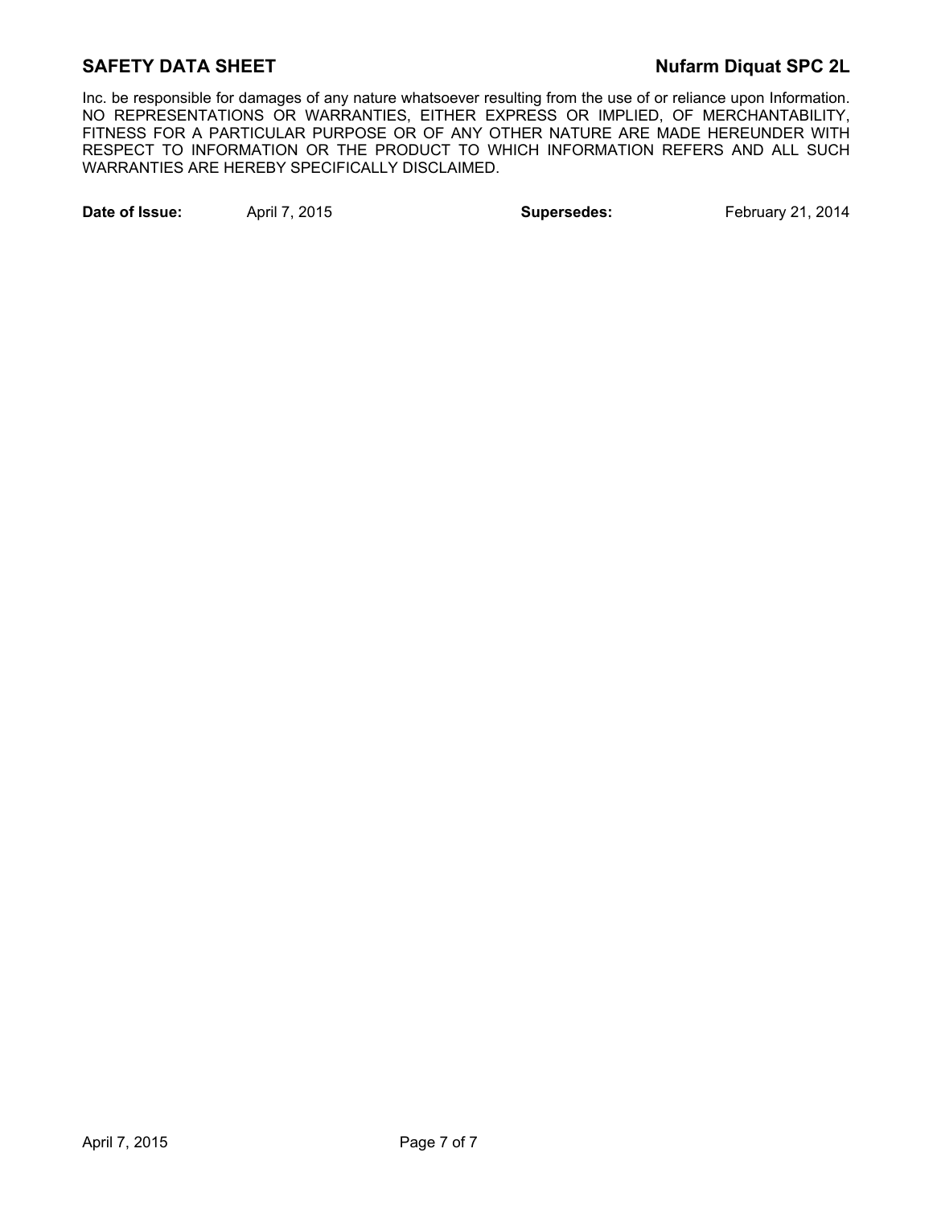Inc. be responsible for damages of any nature whatsoever resulting from the use of or reliance upon Information. NO REPRESENTATIONS OR WARRANTIES, EITHER EXPRESS OR IMPLIED, OF MERCHANTABILITY, FITNESS FOR A PARTICULAR PURPOSE OR OF ANY OTHER NATURE ARE MADE HEREUNDER WITH RESPECT TO INFORMATION OR THE PRODUCT TO WHICH INFORMATION REFERS AND ALL SUCH WARRANTIES ARE HEREBY SPECIFICALLY DISCLAIMED.

**Date of Issue:** April 7, 2015 **Supersedes:** February 21, 2014